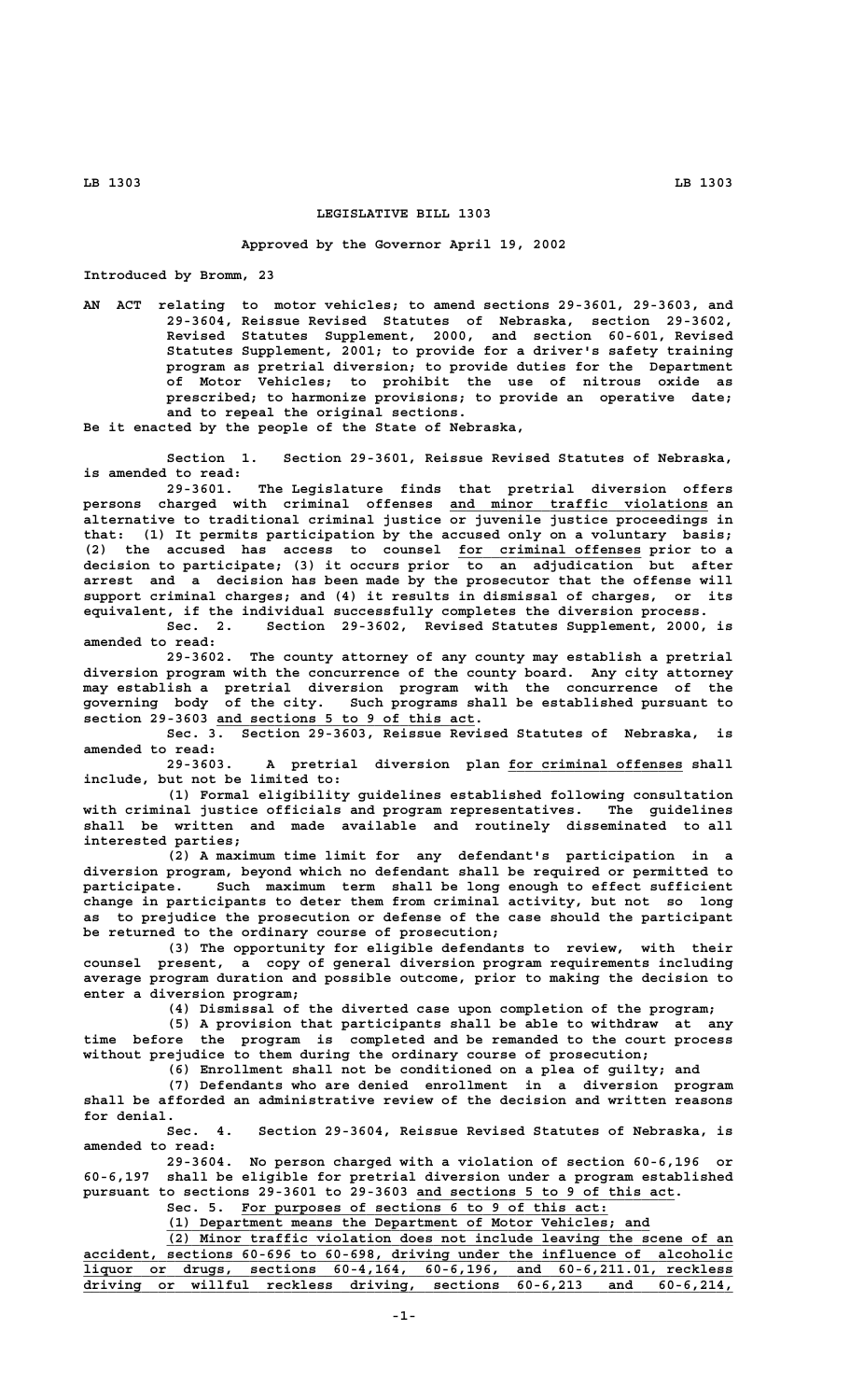# LEGISLATIVE BILL 1303

**Approved by the Governor April 19, 2002**

Introduced by Bromm, 23

AN ACT relating to motor vehicles; to amend sections 29-3601, 29-3603, and 29-3604, Reissue Revised Statutes of Nebraska, section 29-3602, Revised Statutes Supplement, 2000, and section 60-601, Revised Statutes Supplement, 2001; to provide for a driver's safety training program as pretrial diversion; to provide duties for the Department of Motor Vehicles; to prohibit the use of nitrous oxide as prescribed; to harmonize provisions; to provide an operative date; and to repeal the original sections.

Be it enacted by the people of the State of Nebraska,

Section 1. Section 29-3601, Reissue Revised Statutes of Nebraska, is amended to read:

29-3601. The Legislature finds that pretrial diversion offers persons charged with criminal offenses and minor traffic violations an alternative to traditional criminal justice or juvenile justice proceedings in that: (1) It permits participation by the accused only on a voluntary basis; (2) the accused has access to counsel for criminal offenses prior to a decision to participate; (3) it occurs prior to an adjudication but after arrest and a decision has been made by the prosecutor that the offense will support criminal charges; and (4) it results in dismissal of charges, or its equivalent, if the individual successfully completes the diversion process.

Sec. 2. Section 29-3602, Revised Statutes Supplement, 2000, is amended to read:

29-3602. The county attorney of any county may establish a pretrial diversion program with the concurrence of the county board. Any city attorney may establish a pretrial diversion program with the concurrence of the governing body of the city. Such programs shall be established pursuant to section 29-3603 and sections 5 to 9 of this act.

Sec. 3. Section 29-3603, Reissue Revised Statutes of Nebraska, is amended to read:

29-3603. A pretrial diversion plan for criminal offenses shall include, but not be limited to:

(1) Formal eligibility guidelines established following consultation with criminal justice officials and program representatives. The guidelines shall be written and made available and routinely disseminated to all interested parties;

(2) A maximum time limit for any defendant's participation in a diversion program, beyond which no defendant shall be required or permitted to participate. Such maximum term shall be long enough to effect sufficient change in participants to deter them from criminal activity, but not so long as to prejudice the prosecution or defense of the case should the participant be returned to the ordinary course of prosecution;

(3) The opportunity for eligible defendants to review, with their counsel present, a copy of general diversion program requirements including average program duration and possible outcome, prior to making the decision to enter a diversion program;

(4) Dismissal of the diverted case upon completion of the program;

(5) A provision that participants shall be able to withdraw at any time before the program is completed and be remanded to the court process without prejudice to them during the ordinary course of prosecution;

(6) Enrollment shall not be conditioned on a plea of guilty; and

(7) Defendants who are denied enrollment in a diversion program shall be afforded an administrative review of the decision and written reasons for denial.

Sec. 4. Section 29-3604, Reissue Revised Statutes of Nebraska, is amended to read:

29-3604. No person charged with a violation of section 60-6,196 or 60-6,197 shall be eligible for pretrial diversion under a program established pursuant to sections 29-3601 to 29-3603 and sections 5 to 9 of this act.

Sec. 5. For purposes of sections 6 to 9 of this act:

(1) Department means the Department of Motor Vehicles; and

(2) Minor traffic violation does not include leaving the scene of an accident, sections 60-696 to 60-698, driving under the influence of alcoholic liquor or drugs, sections 60-4,164, 60-6,196, and 60-6,211.01, reckless driving or willful reckless driving, sections 60-6,213 and 60-6,214,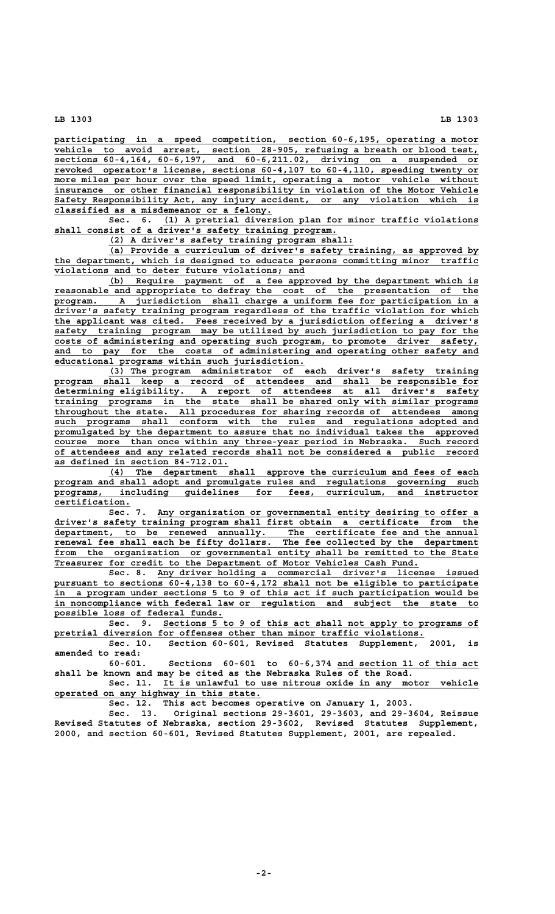participating in a speed competition, section 60-6,195, operating a motor vehicle to avoid arrest, section 28-905, refusing a breath or blood test, sections 60-4,164, 60-6,197, and 60-6,211.02, driving on a suspended or revoked operator's license, sections 60-4,107 to 60-4,110, speeding twenty or more miles per hour over the speed limit, operating a motor vehicle without insurance or other financial responsibility in violation of the Motor Vehicle Safety Responsibility Act, any injury accident, or any violation which is classified as a misdemeanor or a felony.

Sec. 6. (1) A pretrial diversion plan for minor traffic violations shall consist of a driver's safety training program.

(2) A driver's safety training program shall:

(a) Provide a curriculum of driver's safety training, as approved by the department, which is designed to educate persons committing minor traffic violations and to deter future violations; and

(b) Require payment of a fee approved by the department which is reasonable and appropriate to defray the cost of the presentation of the program. A jurisdiction shall charge a uniform fee for participation in a driver's safety training program regardless of the traffic violation for which the applicant was cited. Fees received by a jurisdiction offering a driver's safety training program may be utilized by such jurisdiction to pay for the costs of administering and operating such program, to promote driver safety, and to pay for the costs of administering and operating other safety and educational programs within such jurisdiction.

(3) The program administrator of each driver's safety training program shall keep a record of attendees and shall be responsible for determining eligibility. A report of attendees at all driver's safety training programs in the state shall be shared only with similar programs throughout the state. All procedures for sharing records of attendees among such programs shall conform with the rules and regulations adopted and promulgated by the department to assure that no individual takes the approved course more than once within any three-year period in Nebraska. Such record of attendees and any related records shall not be considered a public record as defined in section 84-712.01.

(4) The department shall approve the curriculum and fees of each program and shall adopt and promulgate rules and regulations governing such programs, including guidelines for fees, curriculum, and instructor certification.

Sec. 7. Any organization or governmental entity desiring to offer a driver's safety training program shall first obtain a certificate from the department, to be renewed annually. The certificate fee and the annual renewal fee shall each be fifty dollars. The fee collected by the department from the organization or governmental entity shall be remitted to the State Treasurer for credit to the Department of Motor Vehicles Cash Fund.

Sec. 8. Any driver holding a commercial driver's license issued pursuant to sections 60-4,138 to 60-4,172 shall not be eligible to participate in a program under sections 5 to 9 of this act if such participation would be in noncompliance with federal law or regulation and subject the state to possible loss of federal funds.

Sec. 9. Sections 5 to 9 of this act shall not apply to programs of pretrial diversion for offenses other than minor traffic violations.

Sec. 10. Section 60-601, Revised Statutes Supplement, 2001, is amended to read:

60-601. Sections 60-601 to 60-6,374 and section 11 of this act shall be known and may be cited as the Nebraska Rules of the Road.

Sec. 11. It is unlawful to use nitrous oxide in any motor vehicle operated on any highway in this state.

Sec. 12. This act becomes operative on January 1, 2003.

Sec. 13. Original sections 29-3601, 29-3603, and 29-3604, Reissue Revised Statutes of Nebraska, section 29-3602, Revised Statutes Supplement, 2000, and section 60-601, Revised Statutes Supplement, 2001, are repealed.